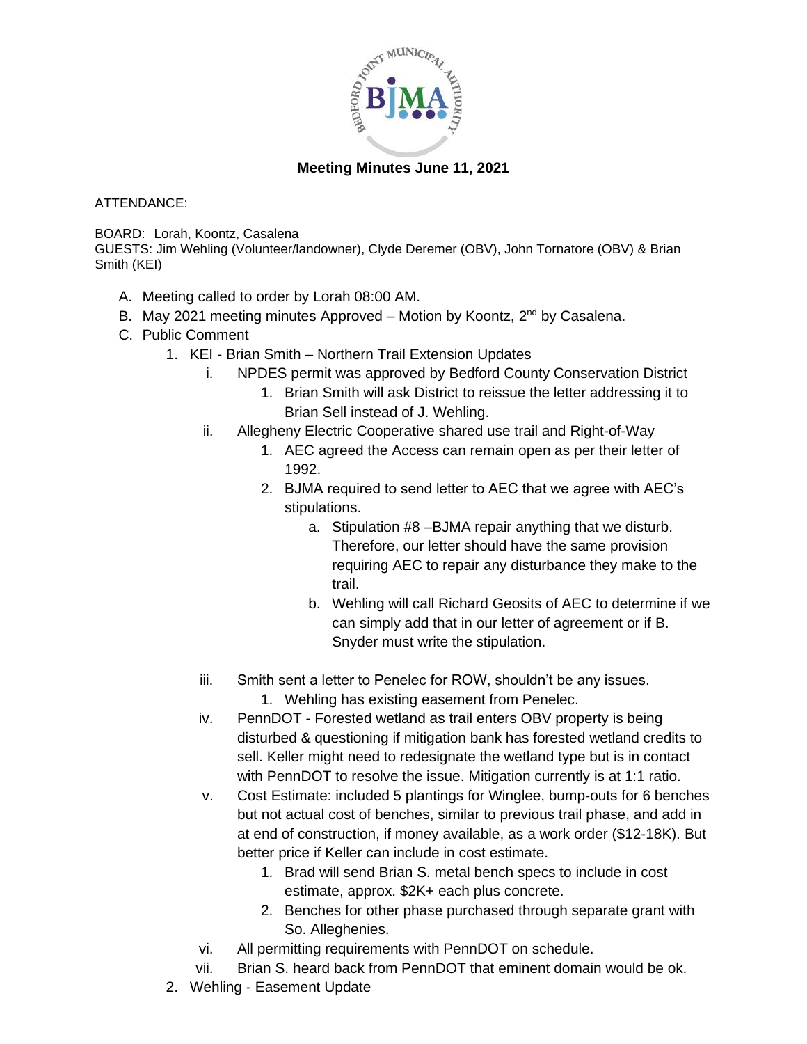**Meeting Minutes June 11, 2021**

ATTENDANCE:

BOARD: Lorah, Koontz, Casalena
GUESTS: Jim Wehling (Volunteer/landowner), Clyde Deremer (OBV), John Tornatore (OBV) & Brian Smith (KEI)

A. Meeting called to order by Lorah 08:00 AM.
B. May 2021 meeting minutes Approved – Motion by Koontz, 2nd by Casalena.
C. Public Comment
   1. KEI - Brian Smith – Northern Trail Extension Updates
      i. NPDES permit was approved by Bedford County Conservation District
         1. Brian Smith will ask District to reissue the letter addressing it to Brian Sell instead of J. Wehling.
      ii. Allegheny Electric Cooperative shared use trail and Right-of-Way
         1. AEC agreed the Access can remain open as per their letter of 1992.
         2. BJMA required to send letter to AEC that we agree with AEC's stipulations.
            a. Stipulation #8 –BJMA repair anything that we disturb. Therefore, our letter should have the same provision requiring AEC to repair any disturbance they make to the trail.
            b. Wehling will call Richard Geosits of AEC to determine if we can simply add that in our letter of agreement or if B. Snyder must write the stipulation.
      iii. Smith sent a letter to Penelec for ROW, shouldn't be any issues.
         1. Wehling has existing easement from Penelec.
      iv. PennDOT - Forested wetland as trail enters OBV property is being disturbed & questioning if mitigation bank has forested wetland credits to sell. Keller might need to redesignate the wetland type but is in contact with PennDOT to resolve the issue. Mitigation currently is at 1:1 ratio.
      v. Cost Estimate: included 5 plantings for Winglee, bump-outs for 6 benches but not actual cost of benches, similar to previous trail phase, and add in at end of construction, if money available, as a work order ($12-18K). But better price if Keller can include in cost estimate.
         1. Brad will send Brian S. metal bench specs to include in cost estimate, approx. $2K+ each plus concrete.
         2. Benches for other phase purchased through separate grant with So. Alleghenies.
      vi. All permitting requirements with PennDOT on schedule.
      vii. Brian S. heard back from PennDOT that eminent domain would be ok.
   2. Wehling - Easement Update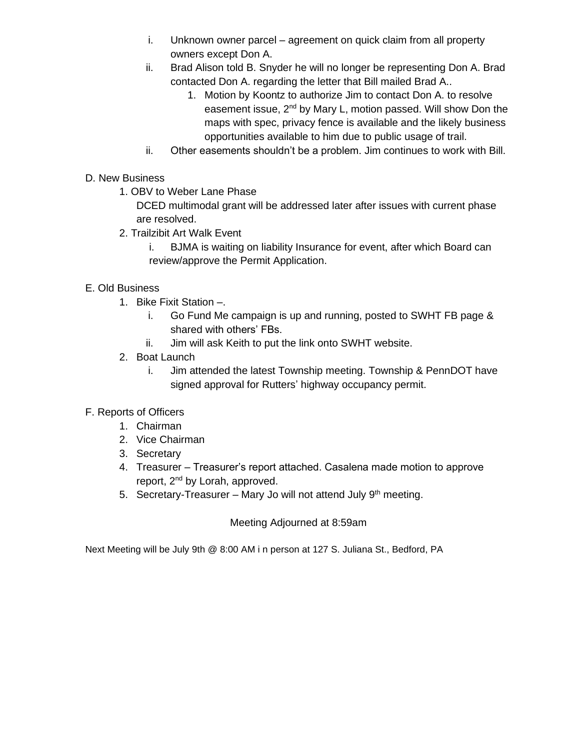i. Unknown owner parcel – agreement on quick claim from all property owners except Don A.

ii. Brad Alison told B. Snyder he will no longer be representing Don A. Brad contacted Don A. regarding the letter that Bill mailed Brad A..

1. Motion by Koontz to authorize Jim to contact Don A. to resolve easement issue, 2nd by Mary L, motion passed. Will show Don the maps with spec, privacy fence is available and the likely business opportunities available to him due to public usage of trail.

ii. Other easements shouldn't be a problem. Jim continues to work with Bill.

D. New Business

1. OBV to Weber Lane Phase

DCED multimodal grant will be addressed later after issues with current phase are resolved.

2. Trailzibit Art Walk Event

i. BJMA is waiting on liability Insurance for event, after which Board can review/approve the Permit Application.

E. Old Business

1. Bike Fixit Station –.
   - i. Go Fund Me campaign is up and running, posted to SWHT FB page & shared with others' FBs.
   - ii. Jim will ask Keith to put the link onto SWHT website.
2. Boat Launch
   - i. Jim attended the latest Township meeting. Township & PennDOT have signed approval for Rutters' highway occupancy permit.

F. Reports of Officers

1. Chairman
2. Vice Chairman
3. Secretary
4. Treasurer – Treasurer's report attached. Casalena made motion to approve report, 2nd by Lorah, approved.
5. Secretary-Treasurer – Mary Jo will not attend July 9th meeting.

Meeting Adjourned at 8:59am

Next Meeting will be July 9th @ 8:00 AM i n person at 127 S. Juliana St., Bedford, PA